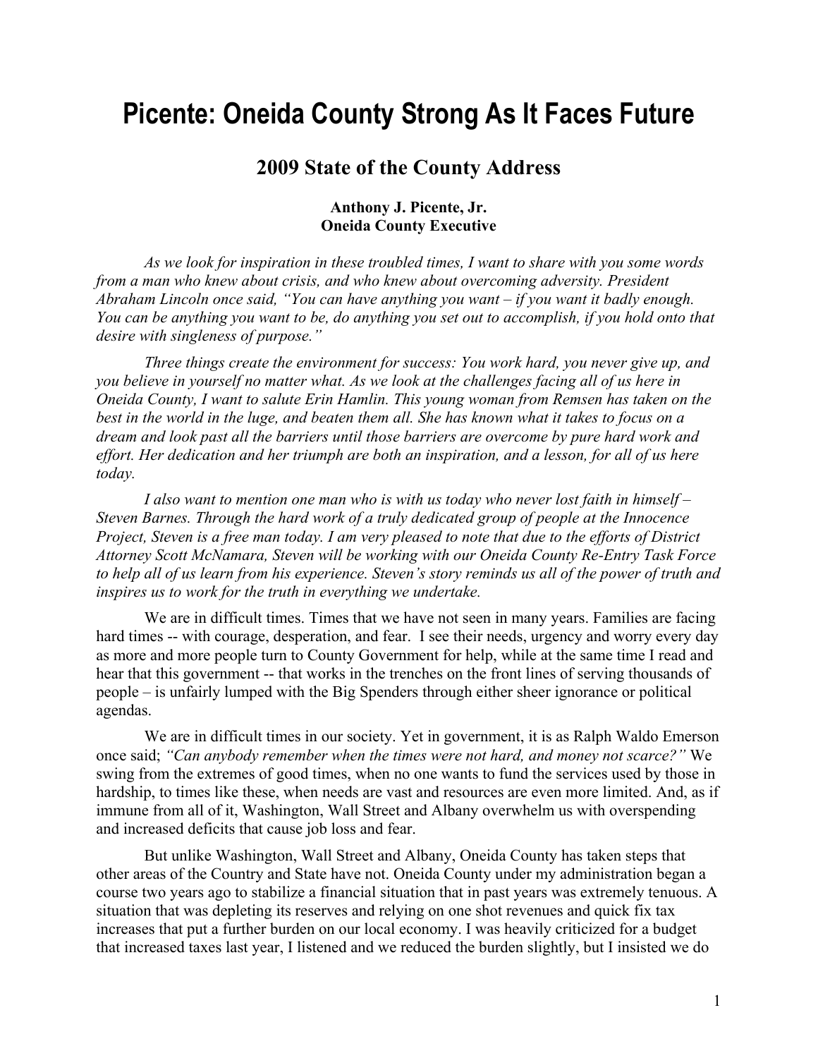# Picente: Oneida County Strong As It Faces Future

## 2009 State of the County Address

**Anthony J. Picente, Jr.**
**Oneida County Executive**

*As we look for inspiration in these troubled times, I want to share with you some words from a man who knew about crisis, and who knew about overcoming adversity. President Abraham Lincoln once said, "You can have anything you want – if you want it badly enough. You can be anything you want to be, do anything you set out to accomplish, if you hold onto that desire with singleness of purpose."*

*Three things create the environment for success: You work hard, you never give up, and you believe in yourself no matter what. As we look at the challenges facing all of us here in Oneida County, I want to salute Erin Hamlin. This young woman from Remsen has taken on the best in the world in the luge, and beaten them all. She has known what it takes to focus on a dream and look past all the barriers until those barriers are overcome by pure hard work and effort. Her dedication and her triumph are both an inspiration, and a lesson, for all of us here today.*

*I also want to mention one man who is with us today who never lost faith in himself – Steven Barnes. Through the hard work of a truly dedicated group of people at the Innocence Project, Steven is a free man today. I am very pleased to note that due to the efforts of District Attorney Scott McNamara, Steven will be working with our Oneida County Re-Entry Task Force to help all of us learn from his experience. Steven's story reminds us all of the power of truth and inspires us to work for the truth in everything we undertake.*

We are in difficult times. Times that we have not seen in many years. Families are facing hard times -- with courage, desperation, and fear. I see their needs, urgency and worry every day as more and more people turn to County Government for help, while at the same time I read and hear that this government -- that works in the trenches on the front lines of serving thousands of people – is unfairly lumped with the Big Spenders through either sheer ignorance or political agendas.

We are in difficult times in our society. Yet in government, it is as Ralph Waldo Emerson once said; *"Can anybody remember when the times were not hard, and money not scarce?"* We swing from the extremes of good times, when no one wants to fund the services used by those in hardship, to times like these, when needs are vast and resources are even more limited. And, as if immune from all of it, Washington, Wall Street and Albany overwhelm us with overspending and increased deficits that cause job loss and fear.

But unlike Washington, Wall Street and Albany, Oneida County has taken steps that other areas of the Country and State have not. Oneida County under my administration began a course two years ago to stabilize a financial situation that in past years was extremely tenuous. A situation that was depleting its reserves and relying on one shot revenues and quick fix tax increases that put a further burden on our local economy. I was heavily criticized for a budget that increased taxes last year, I listened and we reduced the burden slightly, but I insisted we do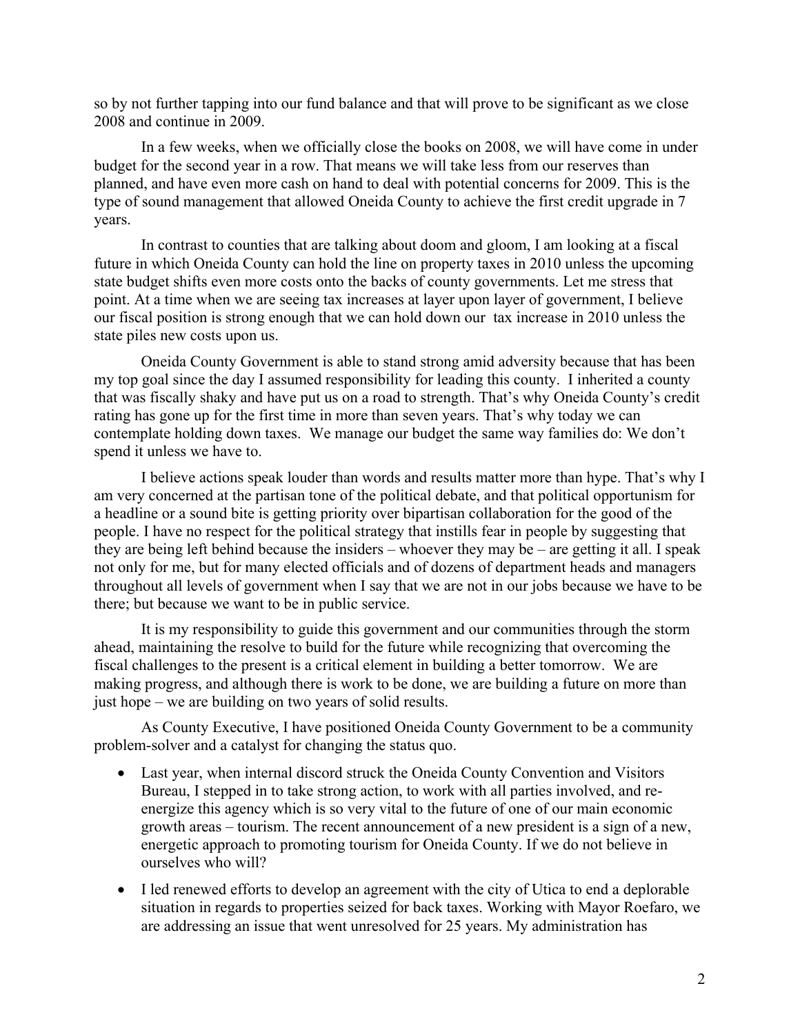so by not further tapping into our fund balance and that will prove to be significant as we close 2008 and continue in 2009.

In a few weeks, when we officially close the books on 2008, we will have come in under budget for the second year in a row. That means we will take less from our reserves than planned, and have even more cash on hand to deal with potential concerns for 2009. This is the type of sound management that allowed Oneida County to achieve the first credit upgrade in 7 years.

In contrast to counties that are talking about doom and gloom, I am looking at a fiscal future in which Oneida County can hold the line on property taxes in 2010 unless the upcoming state budget shifts even more costs onto the backs of county governments. Let me stress that point. At a time when we are seeing tax increases at layer upon layer of government, I believe our fiscal position is strong enough that we can hold down our tax increase in 2010 unless the state piles new costs upon us.

Oneida County Government is able to stand strong amid adversity because that has been my top goal since the day I assumed responsibility for leading this county. I inherited a county that was fiscally shaky and have put us on a road to strength. That's why Oneida County's credit rating has gone up for the first time in more than seven years. That's why today we can contemplate holding down taxes. We manage our budget the same way families do: We don't spend it unless we have to.

I believe actions speak louder than words and results matter more than hype. That's why I am very concerned at the partisan tone of the political debate, and that political opportunism for a headline or a sound bite is getting priority over bipartisan collaboration for the good of the people. I have no respect for the political strategy that instills fear in people by suggesting that they are being left behind because the insiders – whoever they may be – are getting it all. I speak not only for me, but for many elected officials and of dozens of department heads and managers throughout all levels of government when I say that we are not in our jobs because we have to be there; but because we want to be in public service.

It is my responsibility to guide this government and our communities through the storm ahead, maintaining the resolve to build for the future while recognizing that overcoming the fiscal challenges to the present is a critical element in building a better tomorrow. We are making progress, and although there is work to be done, we are building a future on more than just hope – we are building on two years of solid results.

As County Executive, I have positioned Oneida County Government to be a community problem-solver and a catalyst for changing the status quo.

- Last year, when internal discord struck the Oneida County Convention and Visitors Bureau, I stepped in to take strong action, to work with all parties involved, and re-energize this agency which is so very vital to the future of one of our main economic growth areas – tourism. The recent announcement of a new president is a sign of a new, energetic approach to promoting tourism for Oneida County. If we do not believe in ourselves who will?
- I led renewed efforts to develop an agreement with the city of Utica to end a deplorable situation in regards to properties seized for back taxes. Working with Mayor Roefaro, we are addressing an issue that went unresolved for 25 years. My administration has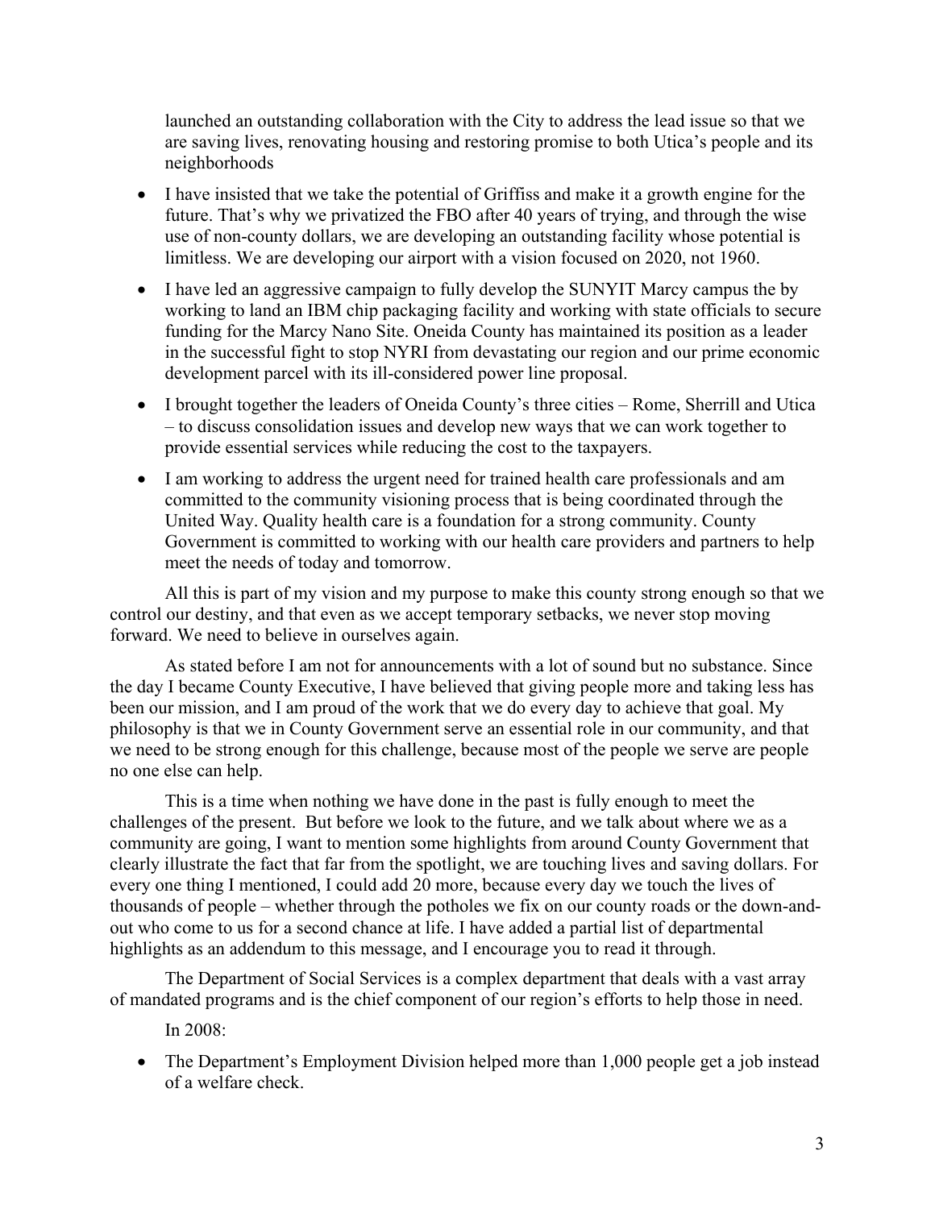launched an outstanding collaboration with the City to address the lead issue so that we are saving lives, renovating housing and restoring promise to both Utica's people and its neighborhoods

- I have insisted that we take the potential of Griffiss and make it a growth engine for the future. That's why we privatized the FBO after 40 years of trying, and through the wise use of non-county dollars, we are developing an outstanding facility whose potential is limitless. We are developing our airport with a vision focused on 2020, not 1960.
- I have led an aggressive campaign to fully develop the SUNYIT Marcy campus the by working to land an IBM chip packaging facility and working with state officials to secure funding for the Marcy Nano Site. Oneida County has maintained its position as a leader in the successful fight to stop NYRI from devastating our region and our prime economic development parcel with its ill-considered power line proposal.
- I brought together the leaders of Oneida County's three cities – Rome, Sherrill and Utica – to discuss consolidation issues and develop new ways that we can work together to provide essential services while reducing the cost to the taxpayers.
- I am working to address the urgent need for trained health care professionals and am committed to the community visioning process that is being coordinated through the United Way. Quality health care is a foundation for a strong community. County Government is committed to working with our health care providers and partners to help meet the needs of today and tomorrow.

All this is part of my vision and my purpose to make this county strong enough so that we control our destiny, and that even as we accept temporary setbacks, we never stop moving forward. We need to believe in ourselves again.

As stated before I am not for announcements with a lot of sound but no substance. Since the day I became County Executive, I have believed that giving people more and taking less has been our mission, and I am proud of the work that we do every day to achieve that goal. My philosophy is that we in County Government serve an essential role in our community, and that we need to be strong enough for this challenge, because most of the people we serve are people no one else can help.

This is a time when nothing we have done in the past is fully enough to meet the challenges of the present. But before we look to the future, and we talk about where we as a community are going, I want to mention some highlights from around County Government that clearly illustrate the fact that far from the spotlight, we are touching lives and saving dollars. For every one thing I mentioned, I could add 20 more, because every day we touch the lives of thousands of people – whether through the potholes we fix on our county roads or the down-and-out who come to us for a second chance at life. I have added a partial list of departmental highlights as an addendum to this message, and I encourage you to read it through.

The Department of Social Services is a complex department that deals with a vast array of mandated programs and is the chief component of our region's efforts to help those in need.

In 2008:

- The Department's Employment Division helped more than 1,000 people get a job instead of a welfare check.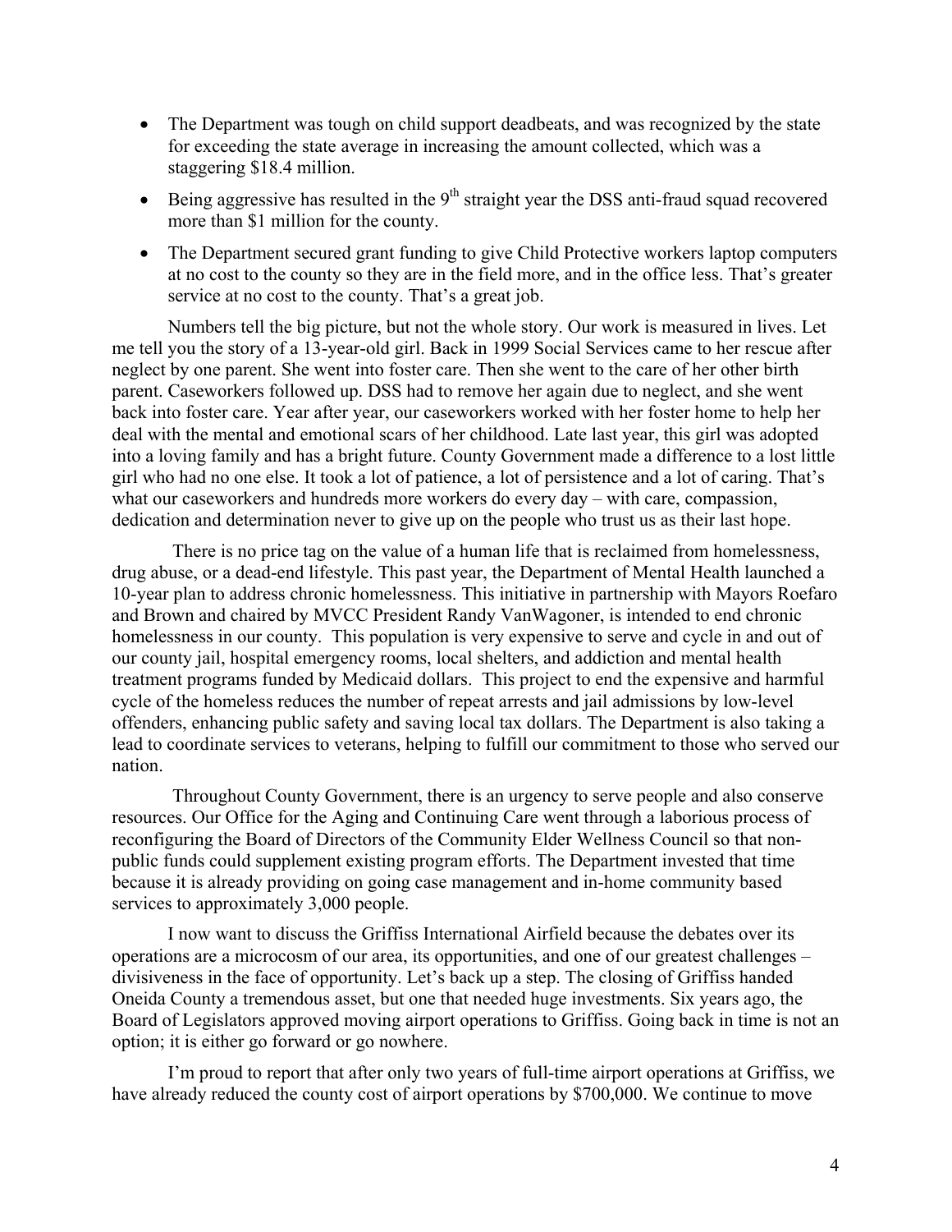- The Department was tough on child support deadbeats, and was recognized by the state for exceeding the state average in increasing the amount collected, which was a staggering $18.4 million.
- Being aggressive has resulted in the 9th straight year the DSS anti-fraud squad recovered more than $1 million for the county.
- The Department secured grant funding to give Child Protective workers laptop computers at no cost to the county so they are in the field more, and in the office less. That's greater service at no cost to the county. That's a great job.

Numbers tell the big picture, but not the whole story. Our work is measured in lives. Let me tell you the story of a 13-year-old girl. Back in 1999 Social Services came to her rescue after neglect by one parent. She went into foster care. Then she went to the care of her other birth parent. Caseworkers followed up. DSS had to remove her again due to neglect, and she went back into foster care. Year after year, our caseworkers worked with her foster home to help her deal with the mental and emotional scars of her childhood. Late last year, this girl was adopted into a loving family and has a bright future. County Government made a difference to a lost little girl who had no one else. It took a lot of patience, a lot of persistence and a lot of caring. That's what our caseworkers and hundreds more workers do every day – with care, compassion, dedication and determination never to give up on the people who trust us as their last hope.

There is no price tag on the value of a human life that is reclaimed from homelessness, drug abuse, or a dead-end lifestyle. This past year, the Department of Mental Health launched a 10-year plan to address chronic homelessness. This initiative in partnership with Mayors Roefaro and Brown and chaired by MVCC President Randy VanWagoner, is intended to end chronic homelessness in our county. This population is very expensive to serve and cycle in and out of our county jail, hospital emergency rooms, local shelters, and addiction and mental health treatment programs funded by Medicaid dollars. This project to end the expensive and harmful cycle of the homeless reduces the number of repeat arrests and jail admissions by low-level offenders, enhancing public safety and saving local tax dollars. The Department is also taking a lead to coordinate services to veterans, helping to fulfill our commitment to those who served our nation.

Throughout County Government, there is an urgency to serve people and also conserve resources. Our Office for the Aging and Continuing Care went through a laborious process of reconfiguring the Board of Directors of the Community Elder Wellness Council so that non-public funds could supplement existing program efforts. The Department invested that time because it is already providing on going case management and in-home community based services to approximately 3,000 people.

I now want to discuss the Griffiss International Airfield because the debates over its operations are a microcosm of our area, its opportunities, and one of our greatest challenges – divisiveness in the face of opportunity. Let's back up a step. The closing of Griffiss handed Oneida County a tremendous asset, but one that needed huge investments. Six years ago, the Board of Legislators approved moving airport operations to Griffiss. Going back in time is not an option; it is either go forward or go nowhere.

I'm proud to report that after only two years of full-time airport operations at Griffiss, we have already reduced the county cost of airport operations by $700,000. We continue to move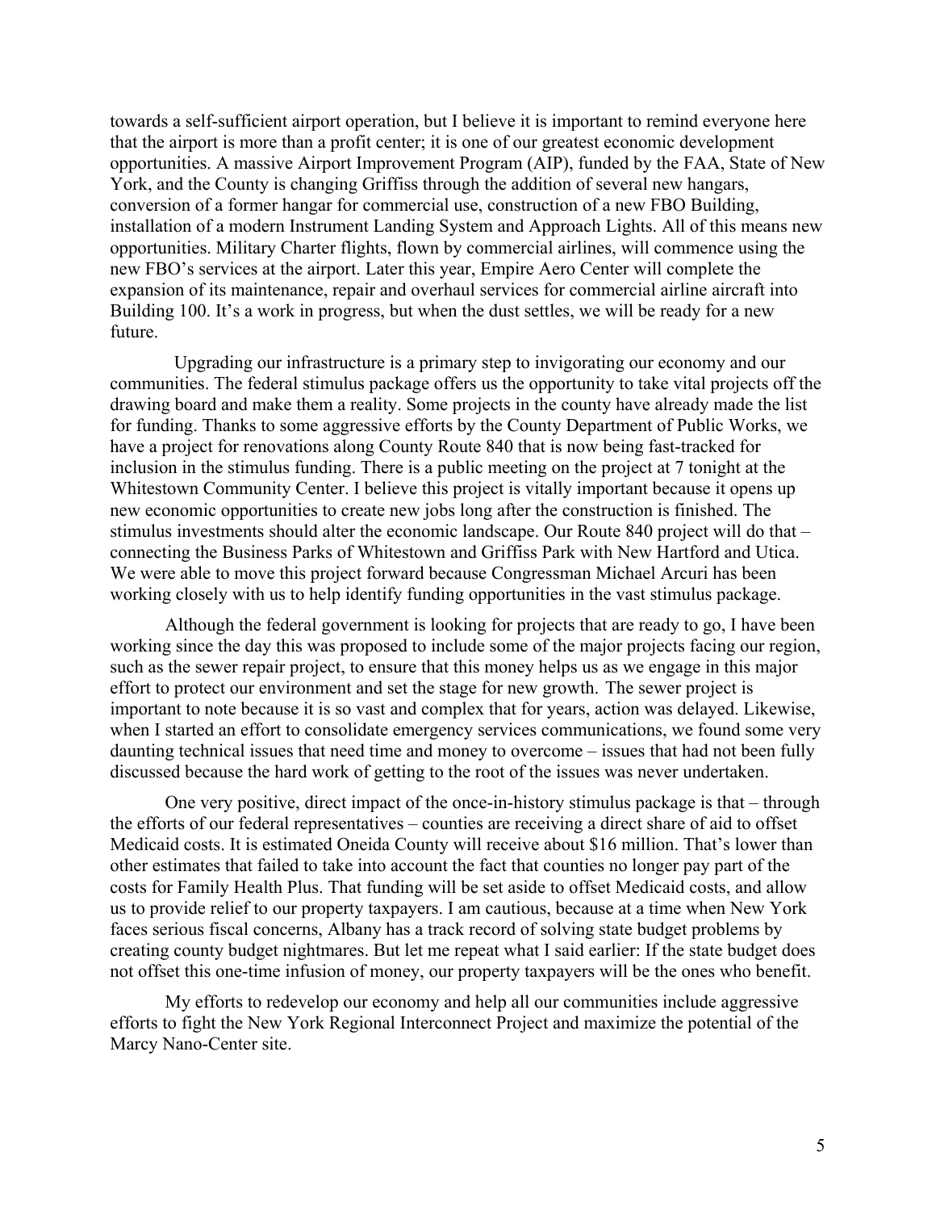towards a self-sufficient airport operation, but I believe it is important to remind everyone here that the airport is more than a profit center; it is one of our greatest economic development opportunities. A massive Airport Improvement Program (AIP), funded by the FAA, State of New York, and the County is changing Griffiss through the addition of several new hangars, conversion of a former hangar for commercial use, construction of a new FBO Building, installation of a modern Instrument Landing System and Approach Lights. All of this means new opportunities. Military Charter flights, flown by commercial airlines, will commence using the new FBO's services at the airport. Later this year, Empire Aero Center will complete the expansion of its maintenance, repair and overhaul services for commercial airline aircraft into Building 100. It's a work in progress, but when the dust settles, we will be ready for a new future.

Upgrading our infrastructure is a primary step to invigorating our economy and our communities. The federal stimulus package offers us the opportunity to take vital projects off the drawing board and make them a reality. Some projects in the county have already made the list for funding. Thanks to some aggressive efforts by the County Department of Public Works, we have a project for renovations along County Route 840 that is now being fast-tracked for inclusion in the stimulus funding. There is a public meeting on the project at 7 tonight at the Whitestown Community Center. I believe this project is vitally important because it opens up new economic opportunities to create new jobs long after the construction is finished. The stimulus investments should alter the economic landscape. Our Route 840 project will do that – connecting the Business Parks of Whitestown and Griffiss Park with New Hartford and Utica. We were able to move this project forward because Congressman Michael Arcuri has been working closely with us to help identify funding opportunities in the vast stimulus package.

Although the federal government is looking for projects that are ready to go, I have been working since the day this was proposed to include some of the major projects facing our region, such as the sewer repair project, to ensure that this money helps us as we engage in this major effort to protect our environment and set the stage for new growth. The sewer project is important to note because it is so vast and complex that for years, action was delayed. Likewise, when I started an effort to consolidate emergency services communications, we found some very daunting technical issues that need time and money to overcome – issues that had not been fully discussed because the hard work of getting to the root of the issues was never undertaken.

One very positive, direct impact of the once-in-history stimulus package is that – through the efforts of our federal representatives – counties are receiving a direct share of aid to offset Medicaid costs. It is estimated Oneida County will receive about $16 million. That's lower than other estimates that failed to take into account the fact that counties no longer pay part of the costs for Family Health Plus. That funding will be set aside to offset Medicaid costs, and allow us to provide relief to our property taxpayers. I am cautious, because at a time when New York faces serious fiscal concerns, Albany has a track record of solving state budget problems by creating county budget nightmares. But let me repeat what I said earlier: If the state budget does not offset this one-time infusion of money, our property taxpayers will be the ones who benefit.

My efforts to redevelop our economy and help all our communities include aggressive efforts to fight the New York Regional Interconnect Project and maximize the potential of the Marcy Nano-Center site.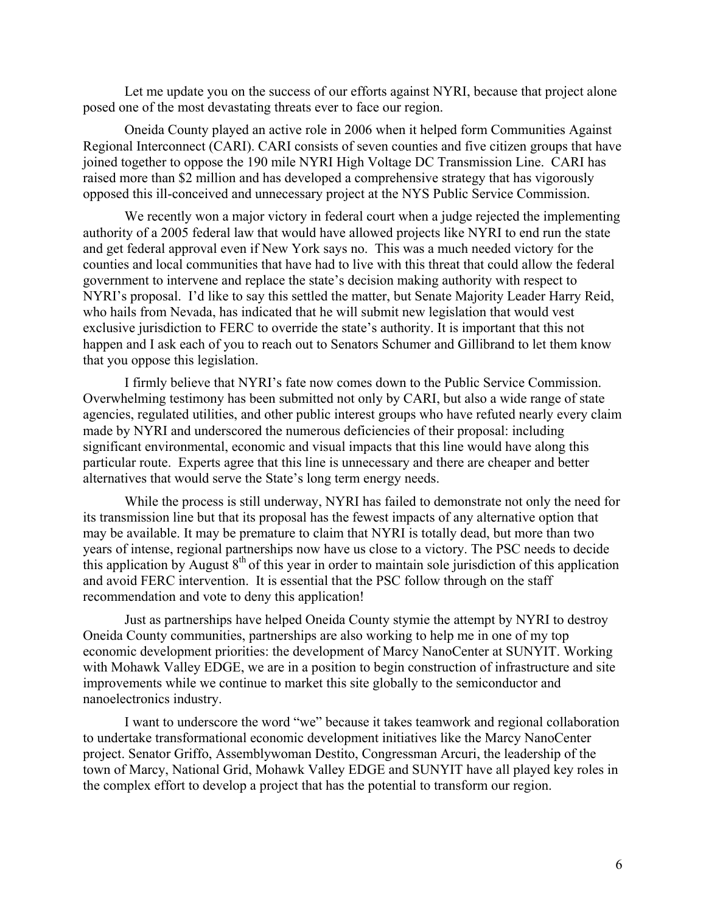Let me update you on the success of our efforts against NYRI, because that project alone posed one of the most devastating threats ever to face our region.

Oneida County played an active role in 2006 when it helped form Communities Against Regional Interconnect (CARI). CARI consists of seven counties and five citizen groups that have joined together to oppose the 190 mile NYRI High Voltage DC Transmission Line. CARI has raised more than $2 million and has developed a comprehensive strategy that has vigorously opposed this ill-conceived and unnecessary project at the NYS Public Service Commission.

We recently won a major victory in federal court when a judge rejected the implementing authority of a 2005 federal law that would have allowed projects like NYRI to end run the state and get federal approval even if New York says no. This was a much needed victory for the counties and local communities that have had to live with this threat that could allow the federal government to intervene and replace the state's decision making authority with respect to NYRI's proposal. I'd like to say this settled the matter, but Senate Majority Leader Harry Reid, who hails from Nevada, has indicated that he will submit new legislation that would vest exclusive jurisdiction to FERC to override the state's authority. It is important that this not happen and I ask each of you to reach out to Senators Schumer and Gillibrand to let them know that you oppose this legislation.

I firmly believe that NYRI's fate now comes down to the Public Service Commission. Overwhelming testimony has been submitted not only by CARI, but also a wide range of state agencies, regulated utilities, and other public interest groups who have refuted nearly every claim made by NYRI and underscored the numerous deficiencies of their proposal: including significant environmental, economic and visual impacts that this line would have along this particular route. Experts agree that this line is unnecessary and there are cheaper and better alternatives that would serve the State's long term energy needs.

While the process is still underway, NYRI has failed to demonstrate not only the need for its transmission line but that its proposal has the fewest impacts of any alternative option that may be available. It may be premature to claim that NYRI is totally dead, but more than two years of intense, regional partnerships now have us close to a victory. The PSC needs to decide this application by August 8th of this year in order to maintain sole jurisdiction of this application and avoid FERC intervention. It is essential that the PSC follow through on the staff recommendation and vote to deny this application!

Just as partnerships have helped Oneida County stymie the attempt by NYRI to destroy Oneida County communities, partnerships are also working to help me in one of my top economic development priorities: the development of Marcy NanoCenter at SUNYIT. Working with Mohawk Valley EDGE, we are in a position to begin construction of infrastructure and site improvements while we continue to market this site globally to the semiconductor and nanoelectronics industry.

I want to underscore the word "we" because it takes teamwork and regional collaboration to undertake transformational economic development initiatives like the Marcy NanoCenter project. Senator Griffo, Assemblywoman Destito, Congressman Arcuri, the leadership of the town of Marcy, National Grid, Mohawk Valley EDGE and SUNYIT have all played key roles in the complex effort to develop a project that has the potential to transform our region.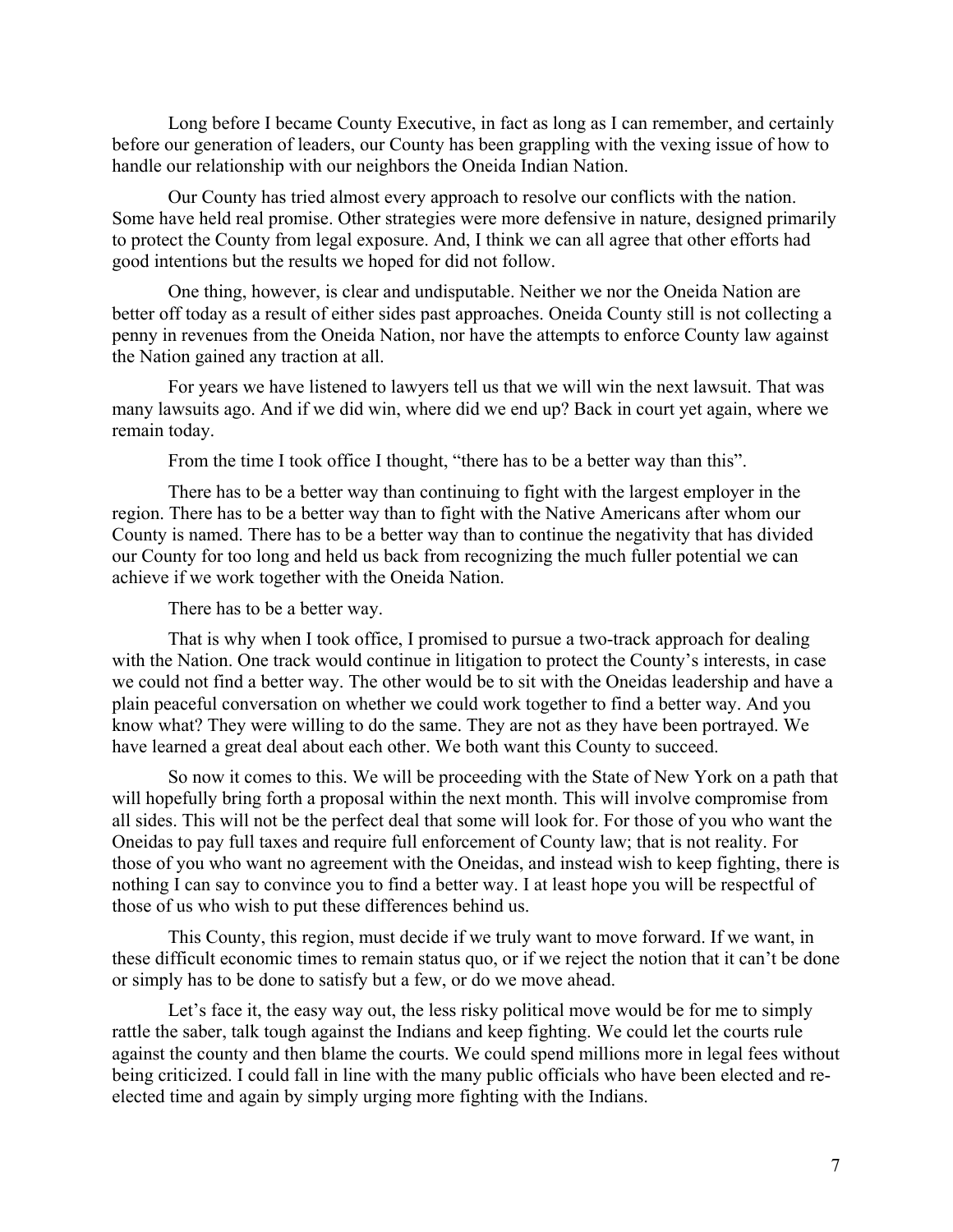Long before I became County Executive, in fact as long as I can remember, and certainly before our generation of leaders, our County has been grappling with the vexing issue of how to handle our relationship with our neighbors the Oneida Indian Nation.

Our County has tried almost every approach to resolve our conflicts with the nation. Some have held real promise. Other strategies were more defensive in nature, designed primarily to protect the County from legal exposure. And, I think we can all agree that other efforts had good intentions but the results we hoped for did not follow.

One thing, however, is clear and undisputable. Neither we nor the Oneida Nation are better off today as a result of either sides past approaches. Oneida County still is not collecting a penny in revenues from the Oneida Nation, nor have the attempts to enforce County law against the Nation gained any traction at all.

For years we have listened to lawyers tell us that we will win the next lawsuit. That was many lawsuits ago. And if we did win, where did we end up? Back in court yet again, where we remain today.

From the time I took office I thought, "there has to be a better way than this".

There has to be a better way than continuing to fight with the largest employer in the region. There has to be a better way than to fight with the Native Americans after whom our County is named. There has to be a better way than to continue the negativity that has divided our County for too long and held us back from recognizing the much fuller potential we can achieve if we work together with the Oneida Nation.

There has to be a better way.

That is why when I took office, I promised to pursue a two-track approach for dealing with the Nation. One track would continue in litigation to protect the County's interests, in case we could not find a better way. The other would be to sit with the Oneidas leadership and have a plain peaceful conversation on whether we could work together to find a better way. And you know what? They were willing to do the same. They are not as they have been portrayed. We have learned a great deal about each other. We both want this County to succeed.

So now it comes to this. We will be proceeding with the State of New York on a path that will hopefully bring forth a proposal within the next month. This will involve compromise from all sides. This will not be the perfect deal that some will look for. For those of you who want the Oneidas to pay full taxes and require full enforcement of County law; that is not reality. For those of you who want no agreement with the Oneidas, and instead wish to keep fighting, there is nothing I can say to convince you to find a better way. I at least hope you will be respectful of those of us who wish to put these differences behind us.

This County, this region, must decide if we truly want to move forward. If we want, in these difficult economic times to remain status quo, or if we reject the notion that it can't be done or simply has to be done to satisfy but a few, or do we move ahead.

Let's face it, the easy way out, the less risky political move would be for me to simply rattle the saber, talk tough against the Indians and keep fighting. We could let the courts rule against the county and then blame the courts. We could spend millions more in legal fees without being criticized. I could fall in line with the many public officials who have been elected and re-elected time and again by simply urging more fighting with the Indians.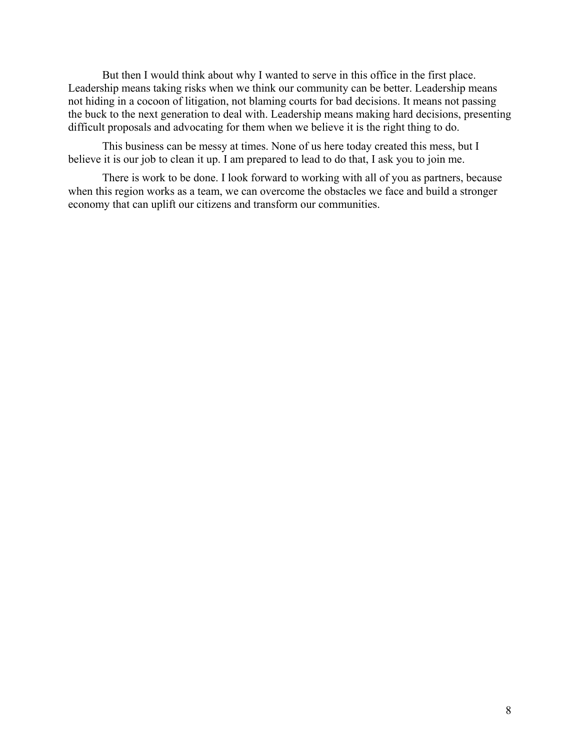But then I would think about why I wanted to serve in this office in the first place. Leadership means taking risks when we think our community can be better. Leadership means not hiding in a cocoon of litigation, not blaming courts for bad decisions. It means not passing the buck to the next generation to deal with. Leadership means making hard decisions, presenting difficult proposals and advocating for them when we believe it is the right thing to do.

This business can be messy at times. None of us here today created this mess, but I believe it is our job to clean it up. I am prepared to lead to do that, I ask you to join me.

There is work to be done. I look forward to working with all of you as partners, because when this region works as a team, we can overcome the obstacles we face and build a stronger economy that can uplift our citizens and transform our communities.